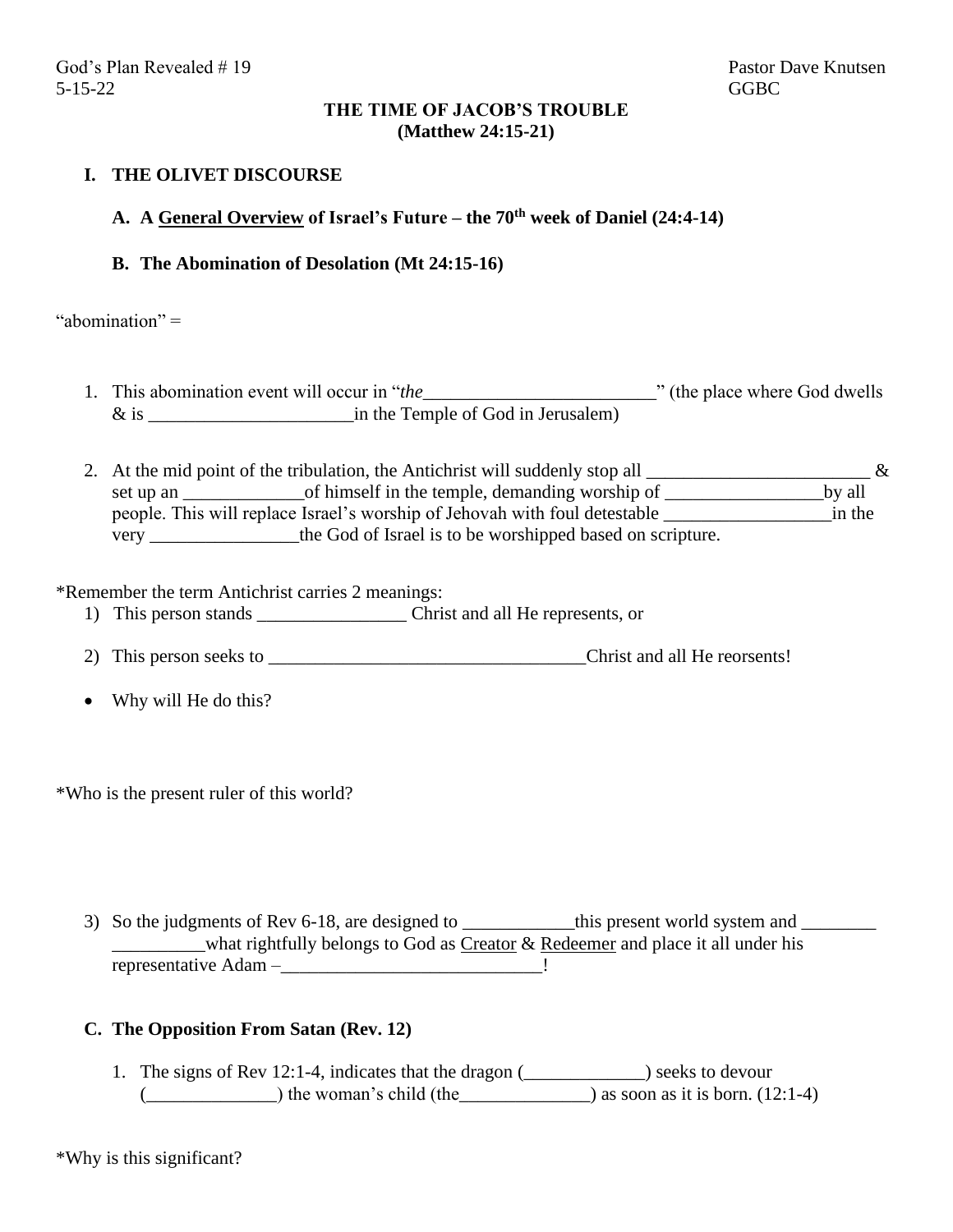God's Plan Revealed # 19 Pastor Dave Knutsen
5-15-22 GGBC

**THE TIME OF JACOB'S TRUBLE**

**(Matthew 24:15-21)**

## I. THE OLIVET DISCOURSE

### A. A <u>General Overview</u> of Israel's Future – the 70th week of Daniel (24:4-14)

### B. The Abomination of Desolation (Mt 24:15-16)

"abomination" =

1. This abomination event will occur in "*the*_________________________" (the place where God dwells & is ______________________in the Temple of God in Jerusalem)

2. At the mid point of the tribulation, the Antichrist will suddenly stop all ________________________ & set up an _____________of himself in the temple, demanding worship of _________________by all people. This will replace Israel's worship of Jehovah with foul detestable __________________in the very ________________the God of Israel is to be worshipped based on scripture.

*Remember the term Antichrist carries 2 meanings:

1) This person stands ________________ Christ and all He represents, or
2) This person seeks to __________________________________Christ and all He reorsents!

- Why will He do this?

*Who is the present ruler of this world?

3) So the judgments of Rev 6-18, are designed to ____________this present world system and ________ __________what rightfully belongs to God as <u>Creator</u> & <u>Redeemer</u> and place it all under his representative Adam –____________________________!

### C. The Opposition From Satan (Rev. 12)

1. The signs of Rev 12:1-4, indicates that the dragon (_____________) seeks to devour (______________) the woman's child (the______________) as soon as it is born. (12:1-4)

*Why is this significant?

God's Plan Revealed # 19 Pastor Dave Knutsen
5-15-22 GGBC

**THE TIME OF JACOB'S TROUBLE**

**(Matthew 24:15-21)**

## I. THE OLIVET DISCOURSE

### A. A <u>General Overview</u> of Israel's Future – the 70th week of Daniel (24:4-14)

### B. The Abomination of Desolation (Mt 24:15-16)

"abomination" =

1. This abomination event will occur in "*the*_________________________" (the place where God dwells & is ______________________in the Temple of God in Jerusalem)

2. At the mid point of the tribulation, the Antichrist will suddenly stop all ________________________ & set up an _____________of himself in the temple, demanding worship of _________________by all people. This will replace Israel's worship of Jehovah with foul detestable __________________in the very ________________the God of Israel is to be worshipped based on scripture.

*Remember the term Antichrist carries 2 meanings:

1) This person stands ________________ Christ and all He represents, or
2) This person seeks to __________________________________Christ and all He reorsents!

- Why will He do this?

*Who is the present ruler of this world?

3) So the judgments of Rev 6-18, are designed to ____________this present world system and ________ __________what rightfully belongs to God as <u>Creator</u> & <u>Redeemer</u> and place it all under his representative Adam –____________________________!

### C. The Opposition From Satan (Rev. 12)

1. The signs of Rev 12:1-4, indicates that the dragon (_____________) seeks to devour (______________) the woman's child (the______________) as soon as it is born. (12:1-4)

*Why is this significant?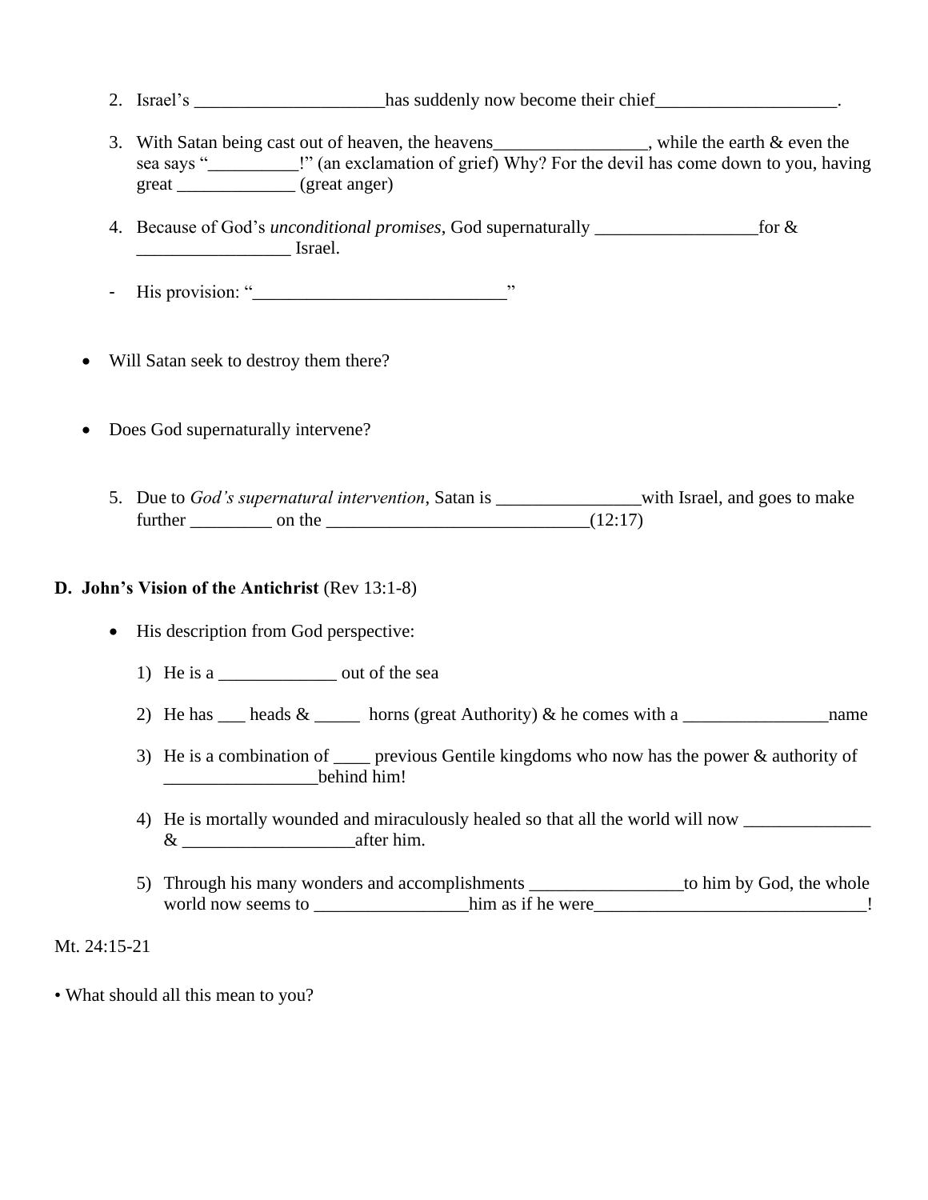2. Israel's _____________________has suddenly now become their chief____________________.

3. With Satan being cast out of heaven, the heavens_________________, while the earth & even the sea says "__________!" (an exclamation of grief) Why? For the devil has come down to you, having great _____________ (great anger)

4. Because of God's *unconditional promises*, God supernaturally __________________for & _________________ Israel.

- His provision: "____________________________"

- Will Satan seek to destroy them there?

- Does God supernaturally intervene?

5. Due to *God's supernatural intervention*, Satan is ________________with Israel, and goes to make further _________ on the _____________________________(12:17)

**D. John's Vision of the Antichrist** (Rev 13:1-8)

- His description from God perspective:

  1) He is a _____________ out of the sea

  2) He has ___ heads & _____ horns (great Authority) & he comes with a ________________name

  3) He is a combination of ____ previous Gentile kingdoms who now has the power & authority of _________________behind him!

  4) He is mortally wounded and miraculously healed so that all the world will now ______________ & ___________________after him.

  5) Through his many wonders and accomplishments _________________to him by God, the whole world now seems to _________________him as if he were______________________________!

Mt. 24:15-21

• What should all this mean to you?